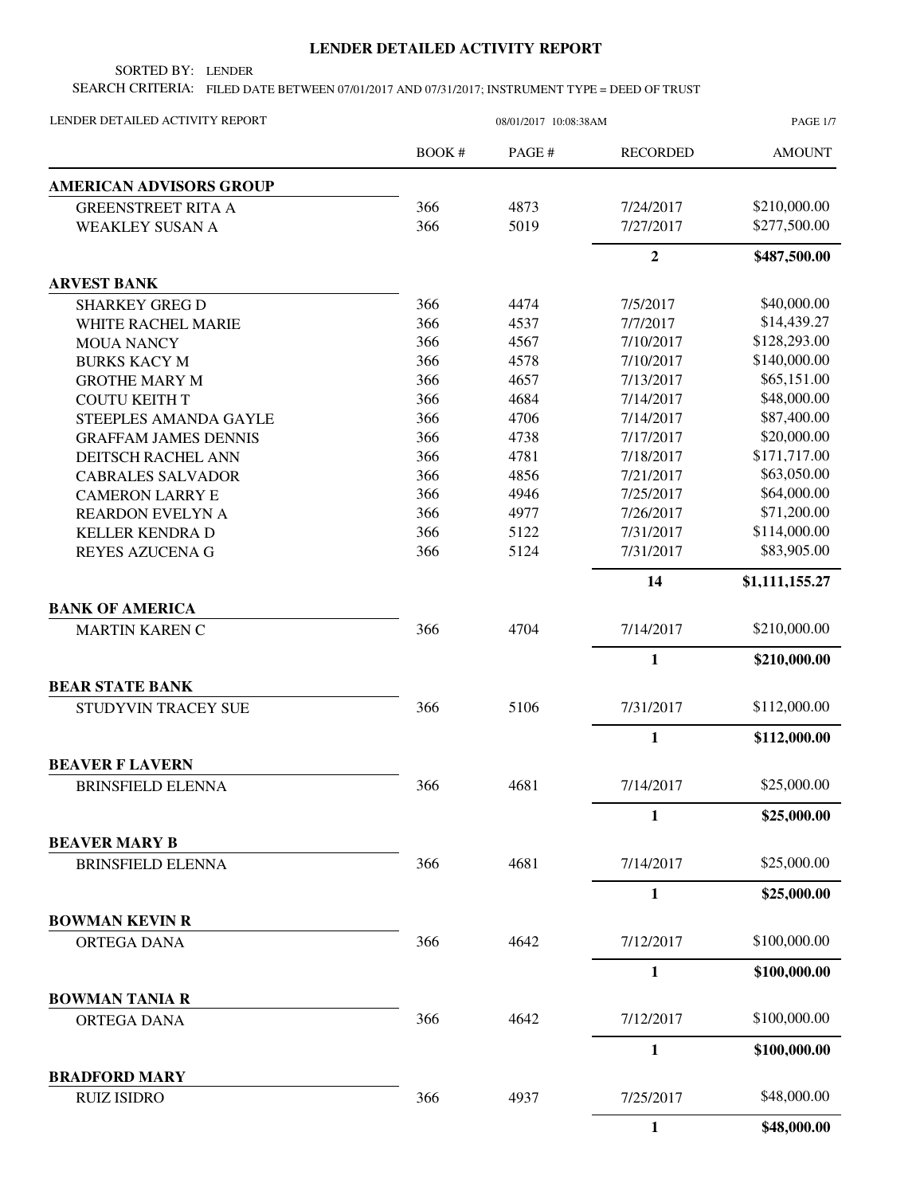# LENDER DETAILED ACTIVITY REPORT

SORTED BY: LENDER

SEARCH CRITERIA: FILED DATE BETWEEN 07/01/2017 AND 07/31/2017; INSTRUMENT TYPE = DEED OF TRUST

LENDER DETAILED ACTIVITY REPORT — 08/01/2017 10:08:38AM

| | BOOK # | PAGE # | RECORDED | AMOUNT |
|---|---|---|---|---|
| **AMERICAN ADVISORS GROUP** | | | | |
| GREENSTREET RITA A | 366 | 4873 | 7/24/2017 | $210,000.00 |
| WEAKLEY SUSAN A | 366 | 5019 | 7/27/2017 | $277,500.00 |
| | | | **2** | **$487,500.00** |
| **ARVEST BANK** | | | | |
| SHARKEY GREG D | 366 | 4474 | 7/5/2017 | $40,000.00 |
| WHITE RACHEL MARIE | 366 | 4537 | 7/7/2017 | $14,439.27 |
| MOUA NANCY | 366 | 4567 | 7/10/2017 | $128,293.00 |
| BURKS KACY M | 366 | 4578 | 7/10/2017 | $140,000.00 |
| GROTHE MARY M | 366 | 4657 | 7/13/2017 | $65,151.00 |
| COUTU KEITH T | 366 | 4684 | 7/14/2017 | $48,000.00 |
| STEEPLES AMANDA GAYLE | 366 | 4706 | 7/14/2017 | $87,400.00 |
| GRAFFAM JAMES DENNIS | 366 | 4738 | 7/17/2017 | $20,000.00 |
| DEITSCH RACHEL ANN | 366 | 4781 | 7/18/2017 | $171,717.00 |
| CABRALES SALVADOR | 366 | 4856 | 7/21/2017 | $63,050.00 |
| CAMERON LARRY E | 366 | 4946 | 7/25/2017 | $64,000.00 |
| REARDON EVELYN A | 366 | 4977 | 7/26/2017 | $71,200.00 |
| KELLER KENDRA D | 366 | 5122 | 7/31/2017 | $114,000.00 |
| REYES AZUCENA G | 366 | 5124 | 7/31/2017 | $83,905.00 |
| | | | **14** | **$1,111,155.27** |
| **BANK OF AMERICA** | | | | |
| MARTIN KAREN C | 366 | 4704 | 7/14/2017 | $210,000.00 |
| | | | **1** | **$210,000.00** |
| **BEAR STATE BANK** | | | | |
| STUDYVIN TRACEY SUE | 366 | 5106 | 7/31/2017 | $112,000.00 |
| | | | **1** | **$112,000.00** |
| **BEAVER F LAVERN** | | | | |
| BRINSFIELD ELENNA | 366 | 4681 | 7/14/2017 | $25,000.00 |
| | | | **1** | **$25,000.00** |
| **BEAVER MARY B** | | | | |
| BRINSFIELD ELENNA | 366 | 4681 | 7/14/2017 | $25,000.00 |
| | | | **1** | **$25,000.00** |
| **BOWMAN KEVIN R** | | | | |
| ORTEGA DANA | 366 | 4642 | 7/12/2017 | $100,000.00 |
| | | | **1** | **$100,000.00** |
| **BOWMAN TANIA R** | | | | |
| ORTEGA DANA | 366 | 4642 | 7/12/2017 | $100,000.00 |
| | | | **1** | **$100,000.00** |
| **BRADFORD MARY** | | | | |
| RUIZ ISIDRO | 366 | 4937 | 7/25/2017 | $48,000.00 |
| | | | **1** | **$48,000.00** |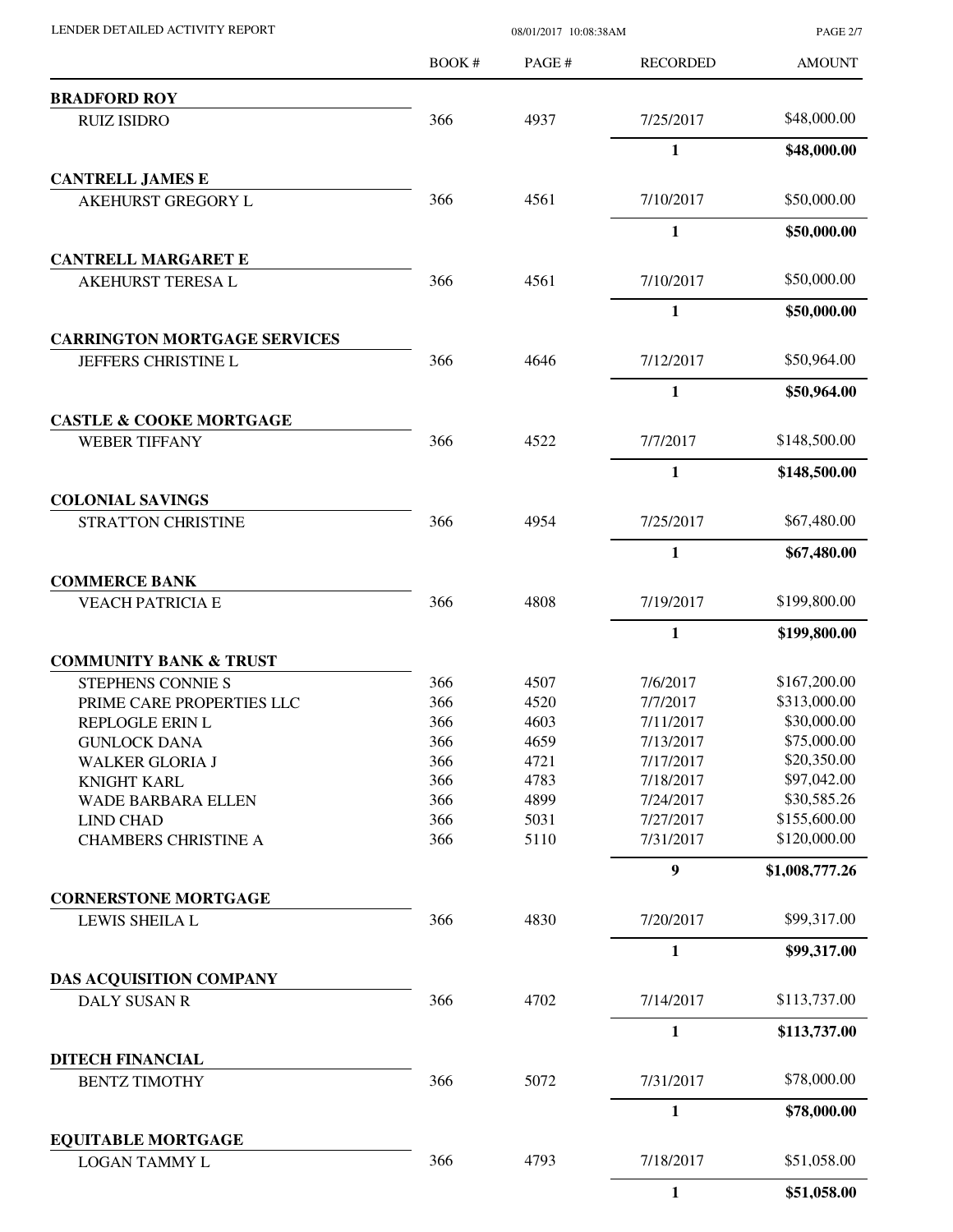| | BOOK # | PAGE # | RECORDED | AMOUNT |
|---|---|---|---|---|
| **BRADFORD ROY** | | | | |
| RUIZ ISIDRO | 366 | 4937 | 7/25/2017 | $48,000.00 |
| | | | **1** | **$48,000.00** |
| **CANTRELL JAMES E** | | | | |
| AKEHURST GREGORY L | 366 | 4561 | 7/10/2017 | $50,000.00 |
| | | | **1** | **$50,000.00** |
| **CANTRELL MARGARET E** | | | | |
| AKEHURST TERESA L | 366 | 4561 | 7/10/2017 | $50,000.00 |
| | | | **1** | **$50,000.00** |
| **CARRINGTON MORTGAGE SERVICES** | | | | |
| JEFFERS CHRISTINE L | 366 | 4646 | 7/12/2017 | $50,964.00 |
| | | | **1** | **$50,964.00** |
| **CASTLE & COOKE MORTGAGE** | | | | |
| WEBER TIFFANY | 366 | 4522 | 7/7/2017 | $148,500.00 |
| | | | **1** | **$148,500.00** |
| **COLONIAL SAVINGS** | | | | |
| STRATTON CHRISTINE | 366 | 4954 | 7/25/2017 | $67,480.00 |
| | | | **1** | **$67,480.00** |
| **COMMERCE BANK** | | | | |
| VEACH PATRICIA E | 366 | 4808 | 7/19/2017 | $199,800.00 |
| | | | **1** | **$199,800.00** |
| **COMMUNITY BANK & TRUST** | | | | |
| STEPHENS CONNIE S | 366 | 4507 | 7/6/2017 | $167,200.00 |
| PRIME CARE PROPERTIES LLC | 366 | 4520 | 7/7/2017 | $313,000.00 |
| REPLOGLE ERIN L | 366 | 4603 | 7/11/2017 | $30,000.00 |
| GUNLOCK DANA | 366 | 4659 | 7/13/2017 | $75,000.00 |
| WALKER GLORIA J | 366 | 4721 | 7/17/2017 | $20,350.00 |
| KNIGHT KARL | 366 | 4783 | 7/18/2017 | $97,042.00 |
| WADE BARBARA ELLEN | 366 | 4899 | 7/24/2017 | $30,585.26 |
| LIND CHAD | 366 | 5031 | 7/27/2017 | $155,600.00 |
| CHAMBERS CHRISTINE A | 366 | 5110 | 7/31/2017 | $120,000.00 |
| | | | **9** | **$1,008,777.26** |
| **CORNERSTONE MORTGAGE** | | | | |
| LEWIS SHEILA L | 366 | 4830 | 7/20/2017 | $99,317.00 |
| | | | **1** | **$99,317.00** |
| **DAS ACQUISITION COMPANY** | | | | |
| DALY SUSAN R | 366 | 4702 | 7/14/2017 | $113,737.00 |
| | | | **1** | **$113,737.00** |
| **DITECH FINANCIAL** | | | | |
| BENTZ TIMOTHY | 366 | 5072 | 7/31/2017 | $78,000.00 |
| | | | **1** | **$78,000.00** |
| **EQUITABLE MORTGAGE** | | | | |
| LOGAN TAMMY L | 366 | 4793 | 7/18/2017 | $51,058.00 |
| | | | **1** | **$51,058.00** |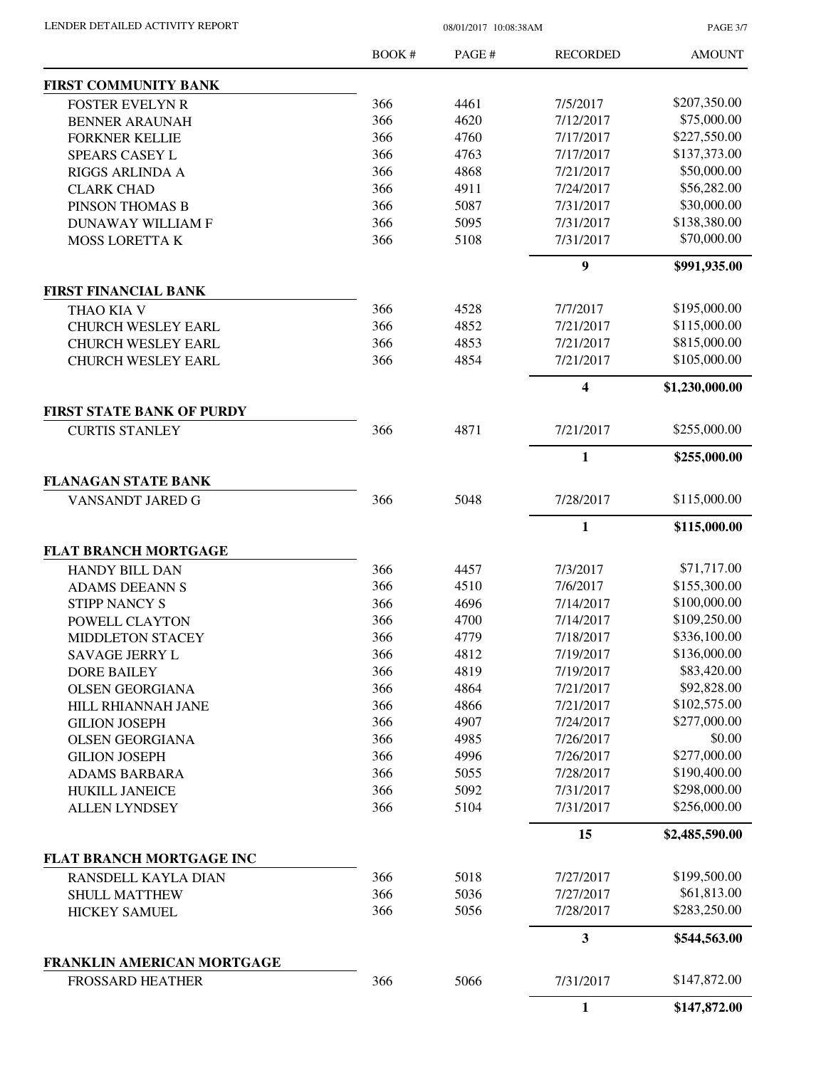LENDER DETAILED ACTIVITY REPORT

08/01/2017 10:08:38AM

| | BOOK # | PAGE # | RECORDED | AMOUNT |
|---|---|---|---|---|
| **FIRST COMMUNITY BANK** | | | | |
| FOSTER EVELYN R | 366 | 4461 | 7/5/2017 | \$207,350.00 |
| BENNER ARAUNAH | 366 | 4620 | 7/12/2017 | \$75,000.00 |
| FORKNER KELLIE | 366 | 4760 | 7/17/2017 | \$227,550.00 |
| SPEARS CASEY L | 366 | 4763 | 7/17/2017 | \$137,373.00 |
| RIGGS ARLINDA A | 366 | 4868 | 7/21/2017 | \$50,000.00 |
| CLARK CHAD | 366 | 4911 | 7/24/2017 | \$56,282.00 |
| PINSON THOMAS B | 366 | 5087 | 7/31/2017 | \$30,000.00 |
| DUNAWAY WILLIAM F | 366 | 5095 | 7/31/2017 | \$138,380.00 |
| MOSS LORETTA K | 366 | 5108 | 7/31/2017 | \$70,000.00 |
| | | | **9** | **\$991,935.00** |
| **FIRST FINANCIAL BANK** | | | | |
| THAO KIA V | 366 | 4528 | 7/7/2017 | \$195,000.00 |
| CHURCH WESLEY EARL | 366 | 4852 | 7/21/2017 | \$115,000.00 |
| CHURCH WESLEY EARL | 366 | 4853 | 7/21/2017 | \$815,000.00 |
| CHURCH WESLEY EARL | 366 | 4854 | 7/21/2017 | \$105,000.00 |
| | | | **4** | **\$1,230,000.00** |
| **FIRST STATE BANK OF PURDY** | | | | |
| CURTIS STANLEY | 366 | 4871 | 7/21/2017 | \$255,000.00 |
| | | | **1** | **\$255,000.00** |
| **FLANAGAN STATE BANK** | | | | |
| VANSANDT JARED G | 366 | 5048 | 7/28/2017 | \$115,000.00 |
| | | | **1** | **\$115,000.00** |
| **FLAT BRANCH MORTGAGE** | | | | |
| HANDY BILL DAN | 366 | 4457 | 7/3/2017 | \$71,717.00 |
| ADAMS DEEANN S | 366 | 4510 | 7/6/2017 | \$155,300.00 |
| STIPP NANCY S | 366 | 4696 | 7/14/2017 | \$100,000.00 |
| POWELL CLAYTON | 366 | 4700 | 7/14/2017 | \$109,250.00 |
| MIDDLETON STACEY | 366 | 4779 | 7/18/2017 | \$336,100.00 |
| SAVAGE JERRY L | 366 | 4812 | 7/19/2017 | \$136,000.00 |
| DORE BAILEY | 366 | 4819 | 7/19/2017 | \$83,420.00 |
| OLSEN GEORGIANA | 366 | 4864 | 7/21/2017 | \$92,828.00 |
| HILL RHIANNAH JANE | 366 | 4866 | 7/21/2017 | \$102,575.00 |
| GILION JOSEPH | 366 | 4907 | 7/24/2017 | \$277,000.00 |
| OLSEN GEORGIANA | 366 | 4985 | 7/26/2017 | \$0.00 |
| GILION JOSEPH | 366 | 4996 | 7/26/2017 | \$277,000.00 |
| ADAMS BARBARA | 366 | 5055 | 7/28/2017 | \$190,400.00 |
| HUKILL JANEICE | 366 | 5092 | 7/31/2017 | \$298,000.00 |
| ALLEN LYNDSEY | 366 | 5104 | 7/31/2017 | \$256,000.00 |
| | | | **15** | **\$2,485,590.00** |
| **FLAT BRANCH MORTGAGE INC** | | | | |
| RANSDELL KAYLA DIAN | 366 | 5018 | 7/27/2017 | \$199,500.00 |
| SHULL MATTHEW | 366 | 5036 | 7/27/2017 | \$61,813.00 |
| HICKEY SAMUEL | 366 | 5056 | 7/28/2017 | \$283,250.00 |
| | | | **3** | **\$544,563.00** |
| **FRANKLIN AMERICAN MORTGAGE** | | | | |
| FROSSARD HEATHER | 366 | 5066 | 7/31/2017 | \$147,872.00 |
| | | | **1** | **\$147,872.00** |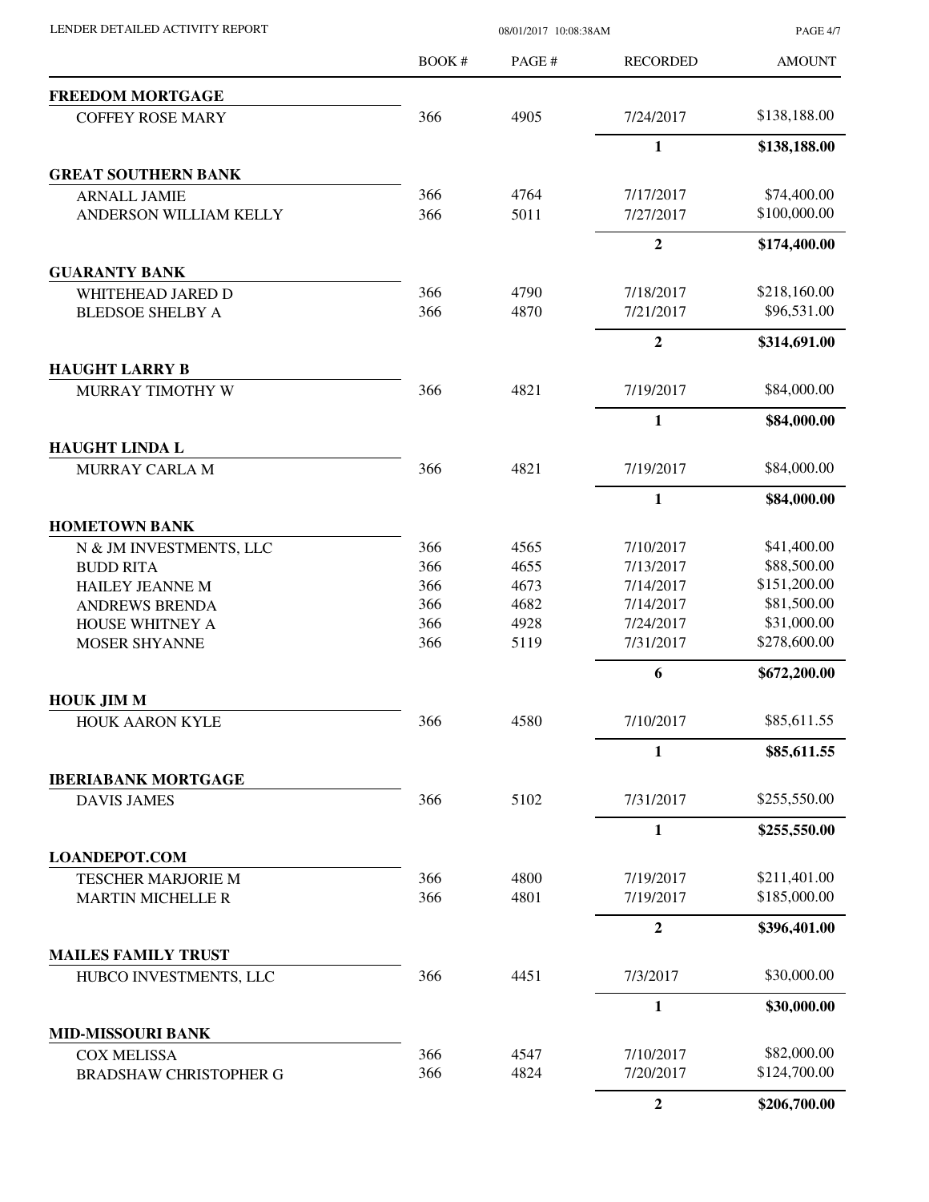LENDER DETAILED ACTIVITY REPORT

08/01/2017 10:08:38AM

| | BOOK # | PAGE # | RECORDED | AMOUNT |
|---|---|---|---|---|
| **FREEDOM MORTGAGE** | | | | |
| COFFEY ROSE MARY | 366 | 4905 | 7/24/2017 | $138,188.00 |
| | | | **1** | **$138,188.00** |
| **GREAT SOUTHERN BANK** | | | | |
| ARNALL JAMIE | 366 | 4764 | 7/17/2017 | $74,400.00 |
| ANDERSON WILLIAM KELLY | 366 | 5011 | 7/27/2017 | $100,000.00 |
| | | | **2** | **$174,400.00** |
| **GUARANTY BANK** | | | | |
| WHITEHEAD JARED D | 366 | 4790 | 7/18/2017 | $218,160.00 |
| BLEDSOE SHELBY A | 366 | 4870 | 7/21/2017 | $96,531.00 |
| | | | **2** | **$314,691.00** |
| **HAUGHT LARRY B** | | | | |
| MURRAY TIMOTHY W | 366 | 4821 | 7/19/2017 | $84,000.00 |
| | | | **1** | **$84,000.00** |
| **HAUGHT LINDA L** | | | | |
| MURRAY CARLA M | 366 | 4821 | 7/19/2017 | $84,000.00 |
| | | | **1** | **$84,000.00** |
| **HOMETOWN BANK** | | | | |
| N & JM INVESTMENTS, LLC | 366 | 4565 | 7/10/2017 | $41,400.00 |
| BUDD RITA | 366 | 4655 | 7/13/2017 | $88,500.00 |
| HAILEY JEANNE M | 366 | 4673 | 7/14/2017 | $151,200.00 |
| ANDREWS BRENDA | 366 | 4682 | 7/14/2017 | $81,500.00 |
| HOUSE WHITNEY A | 366 | 4928 | 7/24/2017 | $31,000.00 |
| MOSER SHYANNE | 366 | 5119 | 7/31/2017 | $278,600.00 |
| | | | **6** | **$672,200.00** |
| **HOUK JIM M** | | | | |
| HOUK AARON KYLE | 366 | 4580 | 7/10/2017 | $85,611.55 |
| | | | **1** | **$85,611.55** |
| **IBERIABANK MORTGAGE** | | | | |
| DAVIS JAMES | 366 | 5102 | 7/31/2017 | $255,550.00 |
| | | | **1** | **$255,550.00** |
| **LOANDEPOT.COM** | | | | |
| TESCHER MARJORIE M | 366 | 4800 | 7/19/2017 | $211,401.00 |
| MARTIN MICHELLE R | 366 | 4801 | 7/19/2017 | $185,000.00 |
| | | | **2** | **$396,401.00** |
| **MAILES FAMILY TRUST** | | | | |
| HUBCO INVESTMENTS, LLC | 366 | 4451 | 7/3/2017 | $30,000.00 |
| | | | **1** | **$30,000.00** |
| **MID-MISSOURI BANK** | | | | |
| COX MELISSA | 366 | 4547 | 7/10/2017 | $82,000.00 |
| BRADSHAW CHRISTOPHER G | 366 | 4824 | 7/20/2017 | $124,700.00 |
| | | | **2** | **$206,700.00** |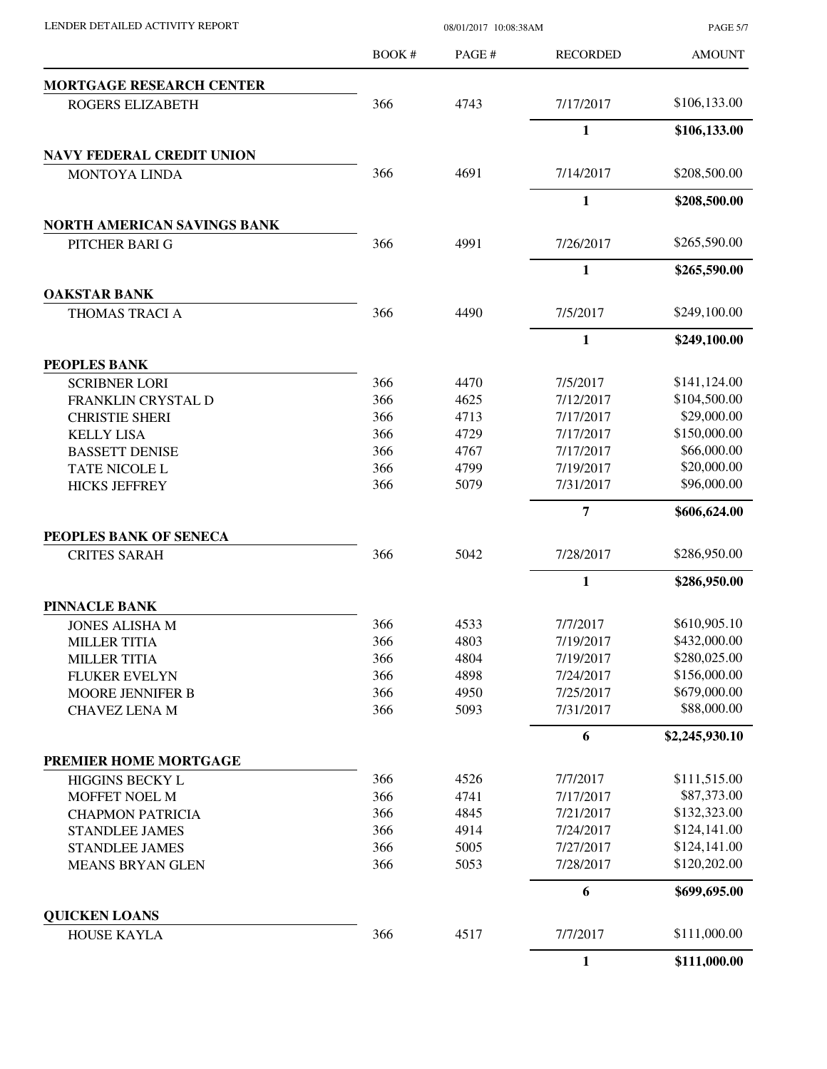| | BOOK # | PAGE # | RECORDED | AMOUNT |
|---|---|---|---|---|
| **MORTGAGE RESEARCH CENTER** | | | | |
| ROGERS ELIZABETH | 366 | 4743 | 7/17/2017 | $106,133.00 |
| | | | **1** | **$106,133.00** |
| **NAVY FEDERAL CREDIT UNION** | | | | |
| MONTOYA LINDA | 366 | 4691 | 7/14/2017 | $208,500.00 |
| | | | **1** | **$208,500.00** |
| **NORTH AMERICAN SAVINGS BANK** | | | | |
| PITCHER BARI G | 366 | 4991 | 7/26/2017 | $265,590.00 |
| | | | **1** | **$265,590.00** |
| **OAKSTAR BANK** | | | | |
| THOMAS TRACI A | 366 | 4490 | 7/5/2017 | $249,100.00 |
| | | | **1** | **$249,100.00** |
| **PEOPLES BANK** | | | | |
| SCRIBNER LORI | 366 | 4470 | 7/5/2017 | $141,124.00 |
| FRANKLIN CRYSTAL D | 366 | 4625 | 7/12/2017 | $104,500.00 |
| CHRISTIE SHERI | 366 | 4713 | 7/17/2017 | $29,000.00 |
| KELLY LISA | 366 | 4729 | 7/17/2017 | $150,000.00 |
| BASSETT DENISE | 366 | 4767 | 7/17/2017 | $66,000.00 |
| TATE NICOLE L | 366 | 4799 | 7/19/2017 | $20,000.00 |
| HICKS JEFFREY | 366 | 5079 | 7/31/2017 | $96,000.00 |
| | | | **7** | **$606,624.00** |
| **PEOPLES BANK OF SENECA** | | | | |
| CRITES SARAH | 366 | 5042 | 7/28/2017 | $286,950.00 |
| | | | **1** | **$286,950.00** |
| **PINNACLE BANK** | | | | |
| JONES ALISHA M | 366 | 4533 | 7/7/2017 | $610,905.10 |
| MILLER TITIA | 366 | 4803 | 7/19/2017 | $432,000.00 |
| MILLER TITIA | 366 | 4804 | 7/19/2017 | $280,025.00 |
| FLUKER EVELYN | 366 | 4898 | 7/24/2017 | $156,000.00 |
| MOORE JENNIFER B | 366 | 4950 | 7/25/2017 | $679,000.00 |
| CHAVEZ LENA M | 366 | 5093 | 7/31/2017 | $88,000.00 |
| | | | **6** | **$2,245,930.10** |
| **PREMIER HOME MORTGAGE** | | | | |
| HIGGINS BECKY L | 366 | 4526 | 7/7/2017 | $111,515.00 |
| MOFFET NOEL M | 366 | 4741 | 7/17/2017 | $87,373.00 |
| CHAPMON PATRICIA | 366 | 4845 | 7/21/2017 | $132,323.00 |
| STANDLEE JAMES | 366 | 4914 | 7/24/2017 | $124,141.00 |
| STANDLEE JAMES | 366 | 5005 | 7/27/2017 | $124,141.00 |
| MEANS BRYAN GLEN | 366 | 5053 | 7/28/2017 | $120,202.00 |
| | | | **6** | **$699,695.00** |
| **QUICKEN LOANS** | | | | |
| HOUSE KAYLA | 366 | 4517 | 7/7/2017 | $111,000.00 |
| | | | **1** | **$111,000.00** |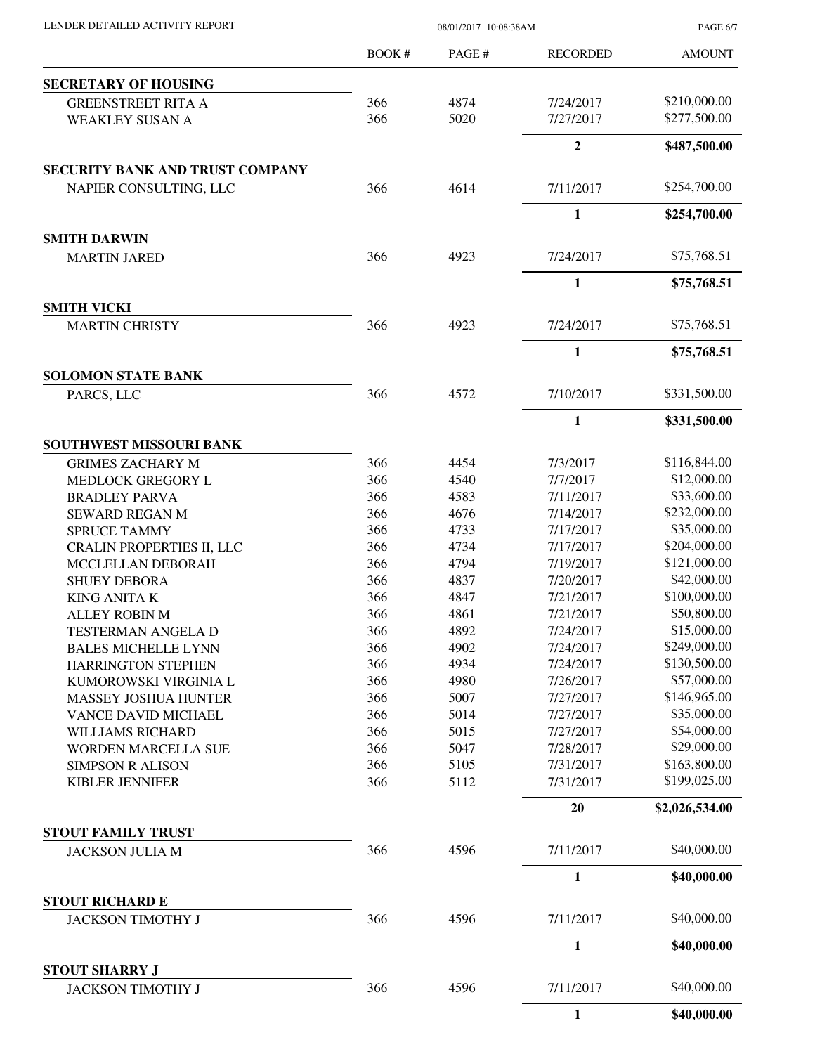| | BOOK # | PAGE # | RECORDED | AMOUNT |
|---|---|---|---|---|
| **SECRETARY OF HOUSING** | | | | |
| GREENSTREET RITA A | 366 | 4874 | 7/24/2017 | $210,000.00 |
| WEAKLEY SUSAN A | 366 | 5020 | 7/27/2017 | $277,500.00 |
| | | | **2** | **$487,500.00** |
| **SECURITY BANK AND TRUST COMPANY** | | | | |
| NAPIER CONSULTING, LLC | 366 | 4614 | 7/11/2017 | $254,700.00 |
| | | | **1** | **$254,700.00** |
| **SMITH DARWIN** | | | | |
| MARTIN JARED | 366 | 4923 | 7/24/2017 | $75,768.51 |
| | | | **1** | **$75,768.51** |
| **SMITH VICKI** | | | | |
| MARTIN CHRISTY | 366 | 4923 | 7/24/2017 | $75,768.51 |
| | | | **1** | **$75,768.51** |
| **SOLOMON STATE BANK** | | | | |
| PARCS, LLC | 366 | 4572 | 7/10/2017 | $331,500.00 |
| | | | **1** | **$331,500.00** |
| **SOUTHWEST MISSOURI BANK** | | | | |
| GRIMES ZACHARY M | 366 | 4454 | 7/3/2017 | $116,844.00 |
| MEDLOCK GREGORY L | 366 | 4540 | 7/7/2017 | $12,000.00 |
| BRADLEY PARVA | 366 | 4583 | 7/11/2017 | $33,600.00 |
| SEWARD REGAN M | 366 | 4676 | 7/14/2017 | $232,000.00 |
| SPRUCE TAMMY | 366 | 4733 | 7/17/2017 | $35,000.00 |
| CRALIN PROPERTIES II, LLC | 366 | 4734 | 7/17/2017 | $204,000.00 |
| MCCLELLAN DEBORAH | 366 | 4794 | 7/19/2017 | $121,000.00 |
| SHUEY DEBORA | 366 | 4837 | 7/20/2017 | $42,000.00 |
| KING ANITA K | 366 | 4847 | 7/21/2017 | $100,000.00 |
| ALLEY ROBIN M | 366 | 4861 | 7/21/2017 | $50,800.00 |
| TESTERMAN ANGELA D | 366 | 4892 | 7/24/2017 | $15,000.00 |
| BALES MICHELLE LYNN | 366 | 4902 | 7/24/2017 | $249,000.00 |
| HARRINGTON STEPHEN | 366 | 4934 | 7/24/2017 | $130,500.00 |
| KUMOROWSKI VIRGINIA L | 366 | 4980 | 7/26/2017 | $57,000.00 |
| MASSEY JOSHUA HUNTER | 366 | 5007 | 7/27/2017 | $146,965.00 |
| VANCE DAVID MICHAEL | 366 | 5014 | 7/27/2017 | $35,000.00 |
| WILLIAMS RICHARD | 366 | 5015 | 7/27/2017 | $54,000.00 |
| WORDEN MARCELLA SUE | 366 | 5047 | 7/28/2017 | $29,000.00 |
| SIMPSON R ALISON | 366 | 5105 | 7/31/2017 | $163,800.00 |
| KIBLER JENNIFER | 366 | 5112 | 7/31/2017 | $199,025.00 |
| | | | **20** | **$2,026,534.00** |
| **STOUT FAMILY TRUST** | | | | |
| JACKSON JULIA M | 366 | 4596 | 7/11/2017 | $40,000.00 |
| | | | **1** | **$40,000.00** |
| **STOUT RICHARD E** | | | | |
| JACKSON TIMOTHY J | 366 | 4596 | 7/11/2017 | $40,000.00 |
| | | | **1** | **$40,000.00** |
| **STOUT SHARRY J** | | | | |
| JACKSON TIMOTHY J | 366 | 4596 | 7/11/2017 | $40,000.00 |
| | | | **1** | **$40,000.00** |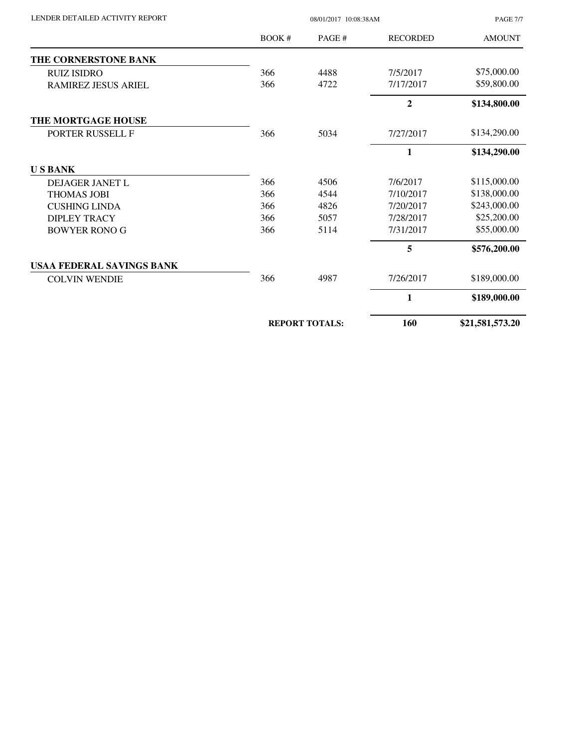| | BOOK # | PAGE # | RECORDED | AMOUNT |
|---|---|---|---|---|
| **THE CORNERSTONE BANK** | | | | |
| RUIZ ISIDRO | 366 | 4488 | 7/5/2017 | $75,000.00 |
| RAMIREZ JESUS ARIEL | 366 | 4722 | 7/17/2017 | $59,800.00 |
| | | | **2** | **$134,800.00** |
| **THE MORTGAGE HOUSE** | | | | |
| PORTER RUSSELL F | 366 | 5034 | 7/27/2017 | $134,290.00 |
| | | | **1** | **$134,290.00** |
| **U S BANK** | | | | |
| DEJAGER JANET L | 366 | 4506 | 7/6/2017 | $115,000.00 |
| THOMAS JOBI | 366 | 4544 | 7/10/2017 | $138,000.00 |
| CUSHING LINDA | 366 | 4826 | 7/20/2017 | $243,000.00 |
| DIPLEY TRACY | 366 | 5057 | 7/28/2017 | $25,200.00 |
| BOWYER RONO G | 366 | 5114 | 7/31/2017 | $55,000.00 |
| | | | **5** | **$576,200.00** |
| **USAA FEDERAL SAVINGS BANK** | | | | |
| COLVIN WENDIE | 366 | 4987 | 7/26/2017 | $189,000.00 |
| | | | **1** | **$189,000.00** |
| | **REPORT TOTALS:** | | **160** | **$21,581,573.20** |